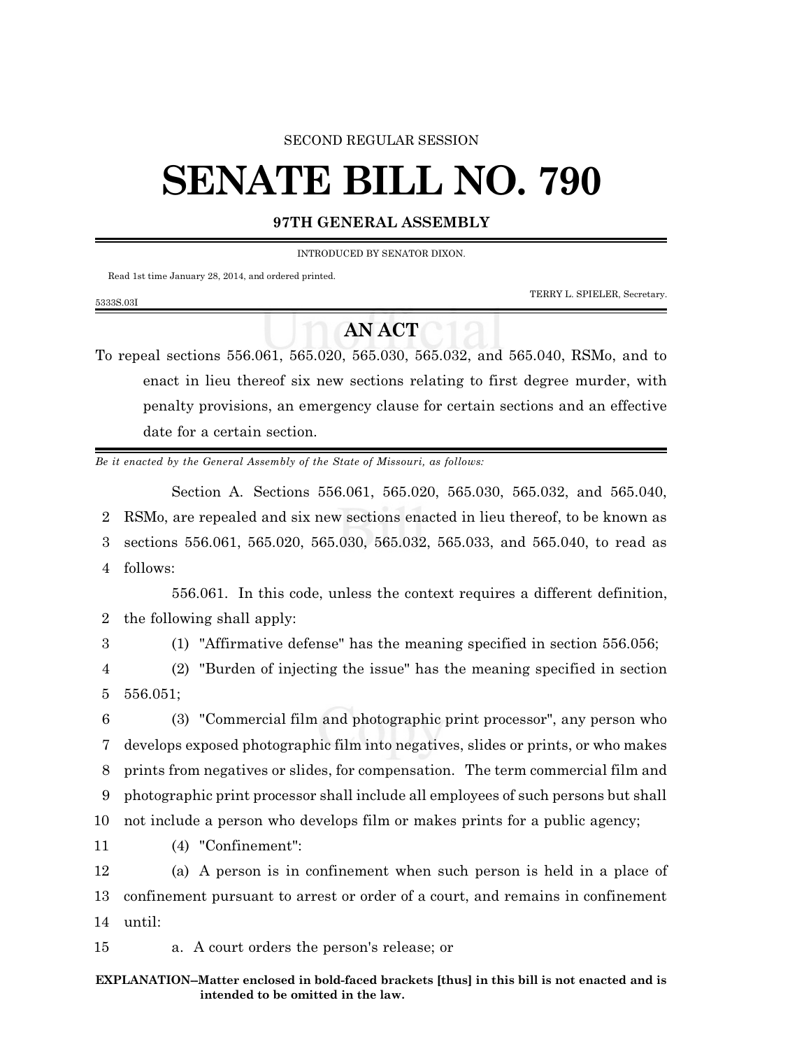SECOND REGULAR SESSION

# SENATE BILL NO. 790

## 97TH GENERAL ASSEMBLY

INTRODUCED BY SENATOR DIXON.

Read 1st time January 28, 2014, and ordered printed.

TERRY L. SPIELER, Secretary.

5333S.03I

## AN ACT

To repeal sections 556.061, 565.020, 565.030, 565.032, and 565.040, RSMo, and to enact in lieu thereof six new sections relating to first degree murder, with penalty provisions, an emergency clause for certain sections and an effective date for a certain section.

*Be it enacted by the General Assembly of the State of Missouri, as follows:*

Section A. Sections 556.061, 565.020, 565.030, 565.032, and 565.040, RSMo, are repealed and six new sections enacted in lieu thereof, to be known as sections 556.061, 565.020, 565.030, 565.032, 565.033, and 565.040, to read as follows:

556.061. In this code, unless the context requires a different definition, the following shall apply:

(1) "Affirmative defense" has the meaning specified in section 556.056;

(2) "Burden of injecting the issue" has the meaning specified in section 556.051;

(3) "Commercial film and photographic print processor", any person who develops exposed photographic film into negatives, slides or prints, or who makes prints from negatives or slides, for compensation. The term commercial film and photographic print processor shall include all employees of such persons but shall not include a person who develops film or makes prints for a public agency;

(4) "Confinement":

(a) A person is in confinement when such person is held in a place of confinement pursuant to arrest or order of a court, and remains in confinement until:

a. A court orders the person's release; or

**EXPLANATION–Matter enclosed in bold-faced brackets [thus] in this bill is not enacted and is intended to be omitted in the law.**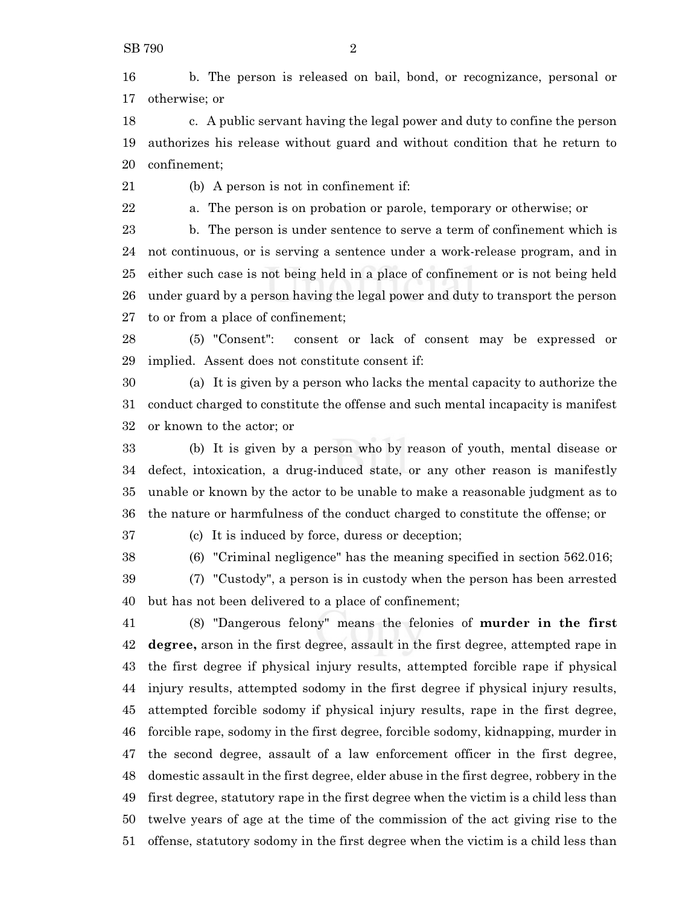b. The person is released on bail, bond, or recognizance, personal or otherwise; or

c. A public servant having the legal power and duty to confine the person authorizes his release without guard and without condition that he return to confinement;

(b) A person is not in confinement if:

a. The person is on probation or parole, temporary or otherwise; or

b. The person is under sentence to serve a term of confinement which is not continuous, or is serving a sentence under a work-release program, and in either such case is not being held in a place of confinement or is not being held under guard by a person having the legal power and duty to transport the person to or from a place of confinement;

(5) "Consent": consent or lack of consent may be expressed or implied. Assent does not constitute consent if:

(a) It is given by a person who lacks the mental capacity to authorize the conduct charged to constitute the offense and such mental incapacity is manifest or known to the actor; or

(b) It is given by a person who by reason of youth, mental disease or defect, intoxication, a drug-induced state, or any other reason is manifestly unable or known by the actor to be unable to make a reasonable judgment as to the nature or harmfulness of the conduct charged to constitute the offense; or

(c) It is induced by force, duress or deception;

(6) "Criminal negligence" has the meaning specified in section 562.016;

(7) "Custody", a person is in custody when the person has been arrested but has not been delivered to a place of confinement;

(8) "Dangerous felony" means the felonies of **murder in the first degree,** arson in the first degree, assault in the first degree, attempted rape in the first degree if physical injury results, attempted forcible rape if physical injury results, attempted sodomy in the first degree if physical injury results, attempted forcible sodomy if physical injury results, rape in the first degree, forcible rape, sodomy in the first degree, forcible sodomy, kidnapping, murder in the second degree, assault of a law enforcement officer in the first degree, domestic assault in the first degree, elder abuse in the first degree, robbery in the first degree, statutory rape in the first degree when the victim is a child less than twelve years of age at the time of the commission of the act giving rise to the offense, statutory sodomy in the first degree when the victim is a child less than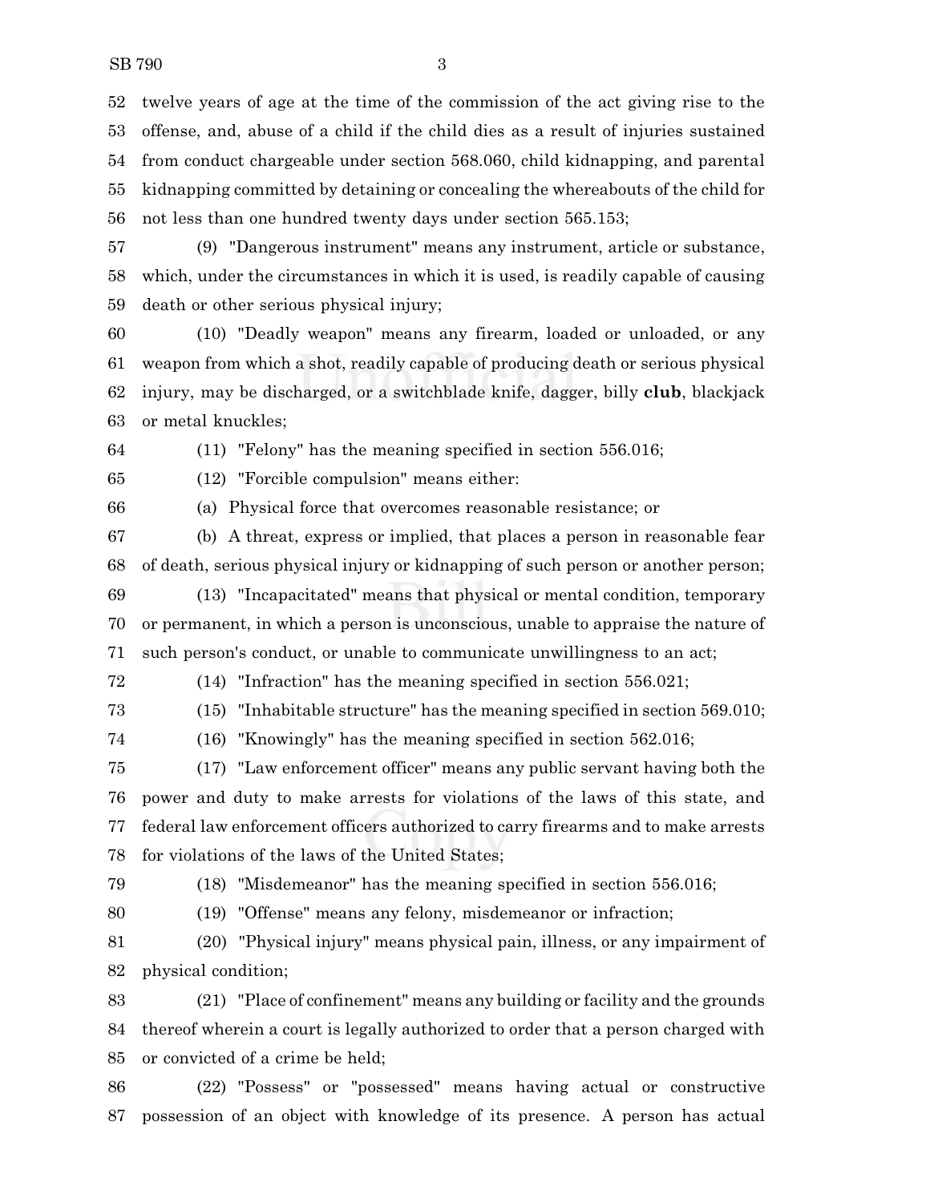twelve years of age at the time of the commission of the act giving rise to the offense, and, abuse of a child if the child dies as a result of injuries sustained from conduct chargeable under section 568.060, child kidnapping, and parental kidnapping committed by detaining or concealing the whereabouts of the child for not less than one hundred twenty days under section 565.153;

(9) "Dangerous instrument" means any instrument, article or substance, which, under the circumstances in which it is used, is readily capable of causing death or other serious physical injury;

(10) "Deadly weapon" means any firearm, loaded or unloaded, or any weapon from which a shot, readily capable of producing death or serious physical injury, may be discharged, or a switchblade knife, dagger, billy **club**, blackjack or metal knuckles;

(11) "Felony" has the meaning specified in section 556.016;

(12) "Forcible compulsion" means either:

(a) Physical force that overcomes reasonable resistance; or

(b) A threat, express or implied, that places a person in reasonable fear of death, serious physical injury or kidnapping of such person or another person;

(13) "Incapacitated" means that physical or mental condition, temporary or permanent, in which a person is unconscious, unable to appraise the nature of such person's conduct, or unable to communicate unwillingness to an act;

(14) "Infraction" has the meaning specified in section 556.021;

(15) "Inhabitable structure" has the meaning specified in section 569.010;

(16) "Knowingly" has the meaning specified in section 562.016;

(17) "Law enforcement officer" means any public servant having both the power and duty to make arrests for violations of the laws of this state, and federal law enforcement officers authorized to carry firearms and to make arrests for violations of the laws of the United States;

(18) "Misdemeanor" has the meaning specified in section 556.016;

(19) "Offense" means any felony, misdemeanor or infraction;

(20) "Physical injury" means physical pain, illness, or any impairment of physical condition;

(21) "Place of confinement" means any building or facility and the grounds thereof wherein a court is legally authorized to order that a person charged with or convicted of a crime be held;

(22) "Possess" or "possessed" means having actual or constructive possession of an object with knowledge of its presence. A person has actual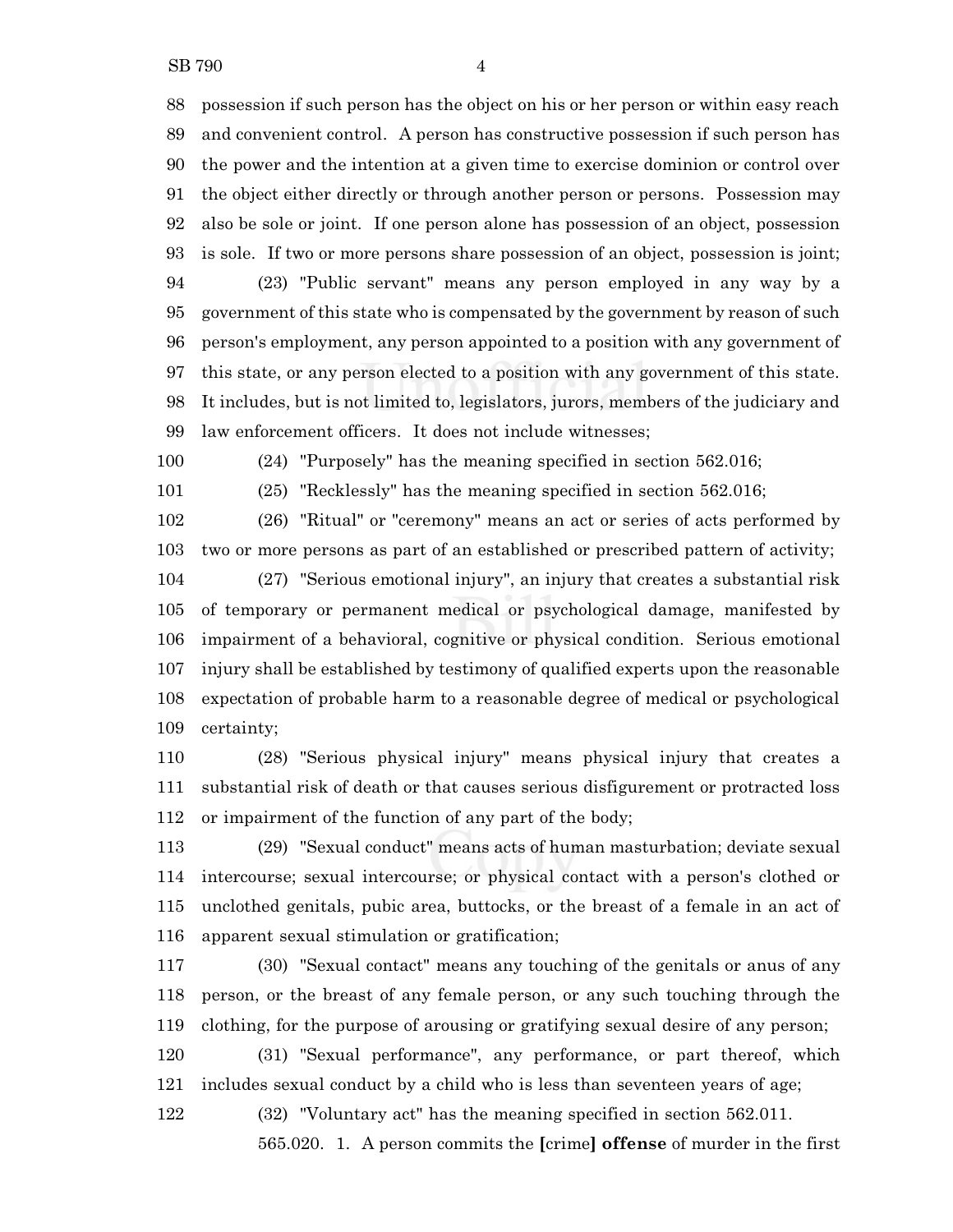possession if such person has the object on his or her person or within easy reach and convenient control. A person has constructive possession if such person has the power and the intention at a given time to exercise dominion or control over the object either directly or through another person or persons. Possession may also be sole or joint. If one person alone has possession of an object, possession is sole. If two or more persons share possession of an object, possession is joint;

(23) "Public servant" means any person employed in any way by a government of this state who is compensated by the government by reason of such person's employment, any person appointed to a position with any government of this state, or any person elected to a position with any government of this state. It includes, but is not limited to, legislators, jurors, members of the judiciary and law enforcement officers. It does not include witnesses;

(24) "Purposely" has the meaning specified in section 562.016;

(25) "Recklessly" has the meaning specified in section 562.016;

(26) "Ritual" or "ceremony" means an act or series of acts performed by two or more persons as part of an established or prescribed pattern of activity;

(27) "Serious emotional injury", an injury that creates a substantial risk of temporary or permanent medical or psychological damage, manifested by impairment of a behavioral, cognitive or physical condition. Serious emotional injury shall be established by testimony of qualified experts upon the reasonable expectation of probable harm to a reasonable degree of medical or psychological certainty;

(28) "Serious physical injury" means physical injury that creates a substantial risk of death or that causes serious disfigurement or protracted loss or impairment of the function of any part of the body;

(29) "Sexual conduct" means acts of human masturbation; deviate sexual intercourse; sexual intercourse; or physical contact with a person's clothed or unclothed genitals, pubic area, buttocks, or the breast of a female in an act of apparent sexual stimulation or gratification;

(30) "Sexual contact" means any touching of the genitals or anus of any person, or the breast of any female person, or any such touching through the clothing, for the purpose of arousing or gratifying sexual desire of any person;

(31) "Sexual performance", any performance, or part thereof, which includes sexual conduct by a child who is less than seventeen years of age;

(32) "Voluntary act" has the meaning specified in section 562.011.

565.020. 1. A person commits the [crime] **offense** of murder in the first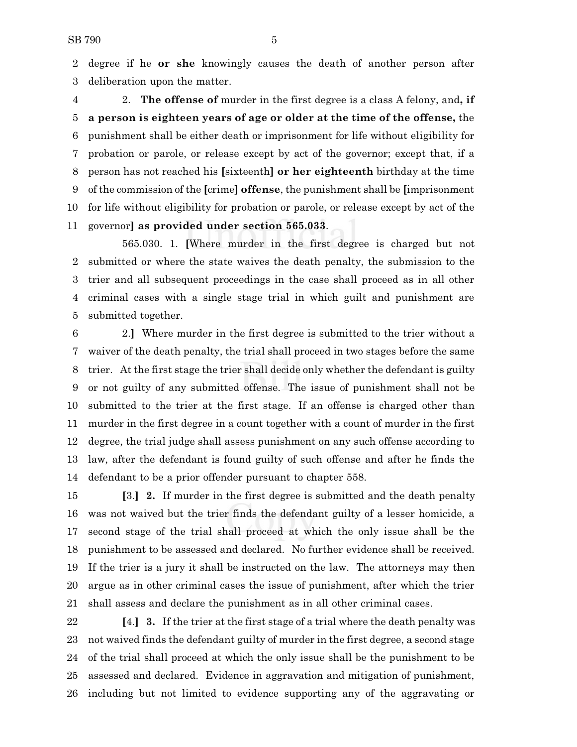2 degree if he **or she** knowingly causes the death of another person after
3 deliberation upon the matter.

4 2. **The offense of** murder in the first degree is a class A felony, and**, if**
5 **a person is eighteen years of age or older at the time of the offense,** the
6 punishment shall be either death or imprisonment for life without eligibility for
7 probation or parole, or release except by act of the governor; except that, if a
8 person has not reached his **[**sixteenth**] or her eighteenth** birthday at the time
9 of the commission of the **[**crime**] offense**, the punishment shall be **[**imprisonment
10 for life without eligibility for probation or parole, or release except by act of the
11 governor**] as provided under section 565.033**.

565.030. 1. **[**Where murder in the first degree is charged but not
2 submitted or where the state waives the death penalty, the submission to the
3 trier and all subsequent proceedings in the case shall proceed as in all other
4 criminal cases with a single stage trial in which guilt and punishment are
5 submitted together.

6 2.**]** Where murder in the first degree is submitted to the trier without a
7 waiver of the death penalty, the trial shall proceed in two stages before the same
8 trier. At the first stage the trier shall decide only whether the defendant is guilty
9 or not guilty of any submitted offense. The issue of punishment shall not be
10 submitted to the trier at the first stage. If an offense is charged other than
11 murder in the first degree in a count together with a count of murder in the first
12 degree, the trial judge shall assess punishment on any such offense according to
13 law, after the defendant is found guilty of such offense and after he finds the
14 defendant to be a prior offender pursuant to chapter 558.

15 **[**3.**] 2.** If murder in the first degree is submitted and the death penalty
16 was not waived but the trier finds the defendant guilty of a lesser homicide, a
17 second stage of the trial shall proceed at which the only issue shall be the
18 punishment to be assessed and declared. No further evidence shall be received.
19 If the trier is a jury it shall be instructed on the law. The attorneys may then
20 argue as in other criminal cases the issue of punishment, after which the trier
21 shall assess and declare the punishment as in all other criminal cases.

22 **[**4.**] 3.** If the trier at the first stage of a trial where the death penalty was
23 not waived finds the defendant guilty of murder in the first degree, a second stage
24 of the trial shall proceed at which the only issue shall be the punishment to be
25 assessed and declared. Evidence in aggravation and mitigation of punishment,
26 including but not limited to evidence supporting any of the aggravating or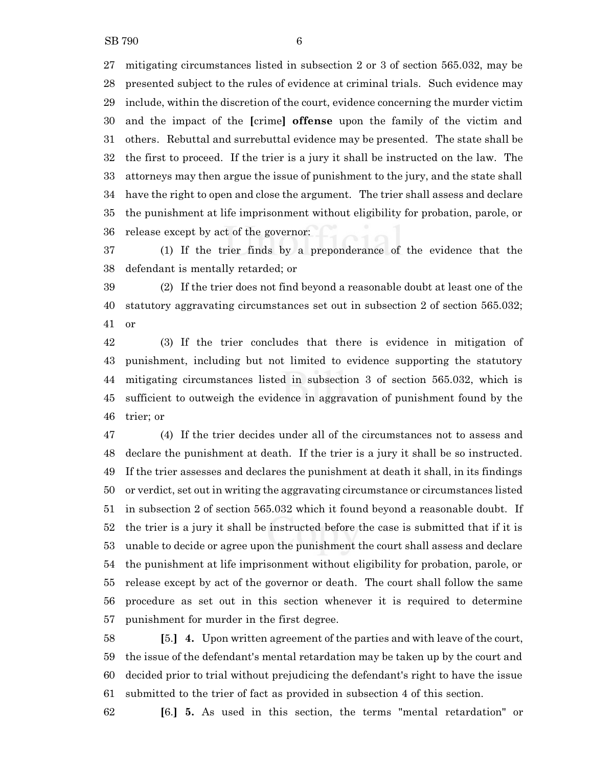mitigating circumstances listed in subsection 2 or 3 of section 565.032, may be presented subject to the rules of evidence at criminal trials. Such evidence may include, within the discretion of the court, evidence concerning the murder victim and the impact of the [crime] **offense** upon the family of the victim and others. Rebuttal and surrebuttal evidence may be presented. The state shall be the first to proceed. If the trier is a jury it shall be instructed on the law. The attorneys may then argue the issue of punishment to the jury, and the state shall have the right to open and close the argument. The trier shall assess and declare the punishment at life imprisonment without eligibility for probation, parole, or release except by act of the governor:

(1) If the trier finds by a preponderance of the evidence that the defendant is mentally retarded; or

(2) If the trier does not find beyond a reasonable doubt at least one of the statutory aggravating circumstances set out in subsection 2 of section 565.032; or

(3) If the trier concludes that there is evidence in mitigation of punishment, including but not limited to evidence supporting the statutory mitigating circumstances listed in subsection 3 of section 565.032, which is sufficient to outweigh the evidence in aggravation of punishment found by the trier; or

(4) If the trier decides under all of the circumstances not to assess and declare the punishment at death. If the trier is a jury it shall be so instructed. If the trier assesses and declares the punishment at death it shall, in its findings or verdict, set out in writing the aggravating circumstance or circumstances listed in subsection 2 of section 565.032 which it found beyond a reasonable doubt. If the trier is a jury it shall be instructed before the case is submitted that if it is unable to decide or agree upon the punishment the court shall assess and declare the punishment at life imprisonment without eligibility for probation, parole, or release except by act of the governor or death. The court shall follow the same procedure as set out in this section whenever it is required to determine punishment for murder in the first degree.

[5.] **4.** Upon written agreement of the parties and with leave of the court, the issue of the defendant's mental retardation may be taken up by the court and decided prior to trial without prejudicing the defendant's right to have the issue submitted to the trier of fact as provided in subsection 4 of this section.

[6.] **5.** As used in this section, the terms "mental retardation" or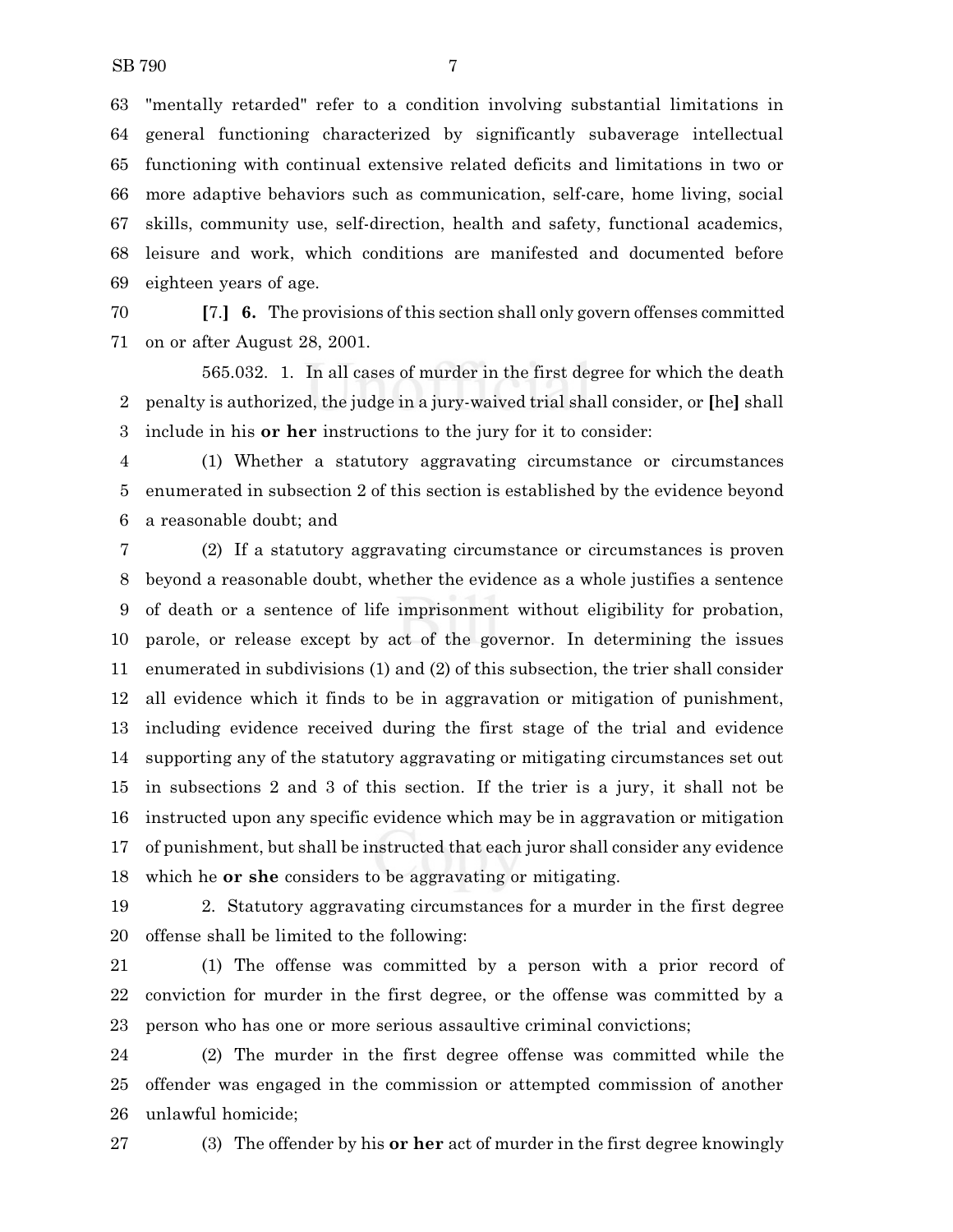"mentally retarded" refer to a condition involving substantial limitations in general functioning characterized by significantly subaverage intellectual functioning with continual extensive related deficits and limitations in two or more adaptive behaviors such as communication, self-care, home living, social skills, community use, self-direction, health and safety, functional academics, leisure and work, which conditions are manifested and documented before eighteen years of age.

**[**7.**]** **6.** The provisions of this section shall only govern offenses committed on or after August 28, 2001.

565.032. 1. In all cases of murder in the first degree for which the death penalty is authorized, the judge in a jury-waived trial shall consider, or **[**he**]** shall include in his **or her** instructions to the jury for it to consider:

(1) Whether a statutory aggravating circumstance or circumstances enumerated in subsection 2 of this section is established by the evidence beyond a reasonable doubt; and

(2) If a statutory aggravating circumstance or circumstances is proven beyond a reasonable doubt, whether the evidence as a whole justifies a sentence of death or a sentence of life imprisonment without eligibility for probation, parole, or release except by act of the governor. In determining the issues enumerated in subdivisions (1) and (2) of this subsection, the trier shall consider all evidence which it finds to be in aggravation or mitigation of punishment, including evidence received during the first stage of the trial and evidence supporting any of the statutory aggravating or mitigating circumstances set out in subsections 2 and 3 of this section. If the trier is a jury, it shall not be instructed upon any specific evidence which may be in aggravation or mitigation of punishment, but shall be instructed that each juror shall consider any evidence which he **or she** considers to be aggravating or mitigating.

2. Statutory aggravating circumstances for a murder in the first degree offense shall be limited to the following:

(1) The offense was committed by a person with a prior record of conviction for murder in the first degree, or the offense was committed by a person who has one or more serious assaultive criminal convictions;

(2) The murder in the first degree offense was committed while the offender was engaged in the commission or attempted commission of another unlawful homicide;

(3) The offender by his **or her** act of murder in the first degree knowingly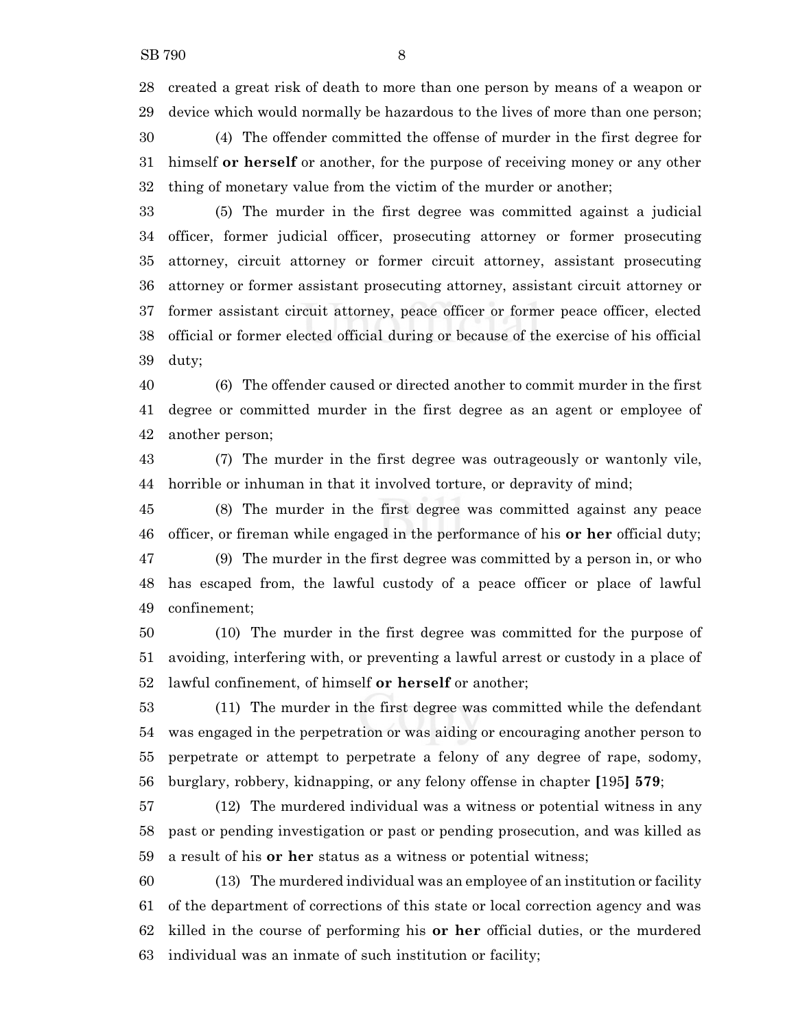created a great risk of death to more than one person by means of a weapon or device which would normally be hazardous to the lives of more than one person;

(4) The offender committed the offense of murder in the first degree for himself **or herself** or another, for the purpose of receiving money or any other thing of monetary value from the victim of the murder or another;

(5) The murder in the first degree was committed against a judicial officer, former judicial officer, prosecuting attorney or former prosecuting attorney, circuit attorney or former circuit attorney, assistant prosecuting attorney or former assistant prosecuting attorney, assistant circuit attorney or former assistant circuit attorney, peace officer or former peace officer, elected official or former elected official during or because of the exercise of his official duty;

(6) The offender caused or directed another to commit murder in the first degree or committed murder in the first degree as an agent or employee of another person;

(7) The murder in the first degree was outrageously or wantonly vile, horrible or inhuman in that it involved torture, or depravity of mind;

(8) The murder in the first degree was committed against any peace officer, or fireman while engaged in the performance of his **or her** official duty;

(9) The murder in the first degree was committed by a person in, or who has escaped from, the lawful custody of a peace officer or place of lawful confinement;

(10) The murder in the first degree was committed for the purpose of avoiding, interfering with, or preventing a lawful arrest or custody in a place of lawful confinement, of himself **or herself** or another;

(11) The murder in the first degree was committed while the defendant was engaged in the perpetration or was aiding or encouraging another person to perpetrate or attempt to perpetrate a felony of any degree of rape, sodomy, burglary, robbery, kidnapping, or any felony offense in chapter **[**195**] 579**;

(12) The murdered individual was a witness or potential witness in any past or pending investigation or past or pending prosecution, and was killed as a result of his **or her** status as a witness or potential witness;

(13) The murdered individual was an employee of an institution or facility of the department of corrections of this state or local correction agency and was killed in the course of performing his **or her** official duties, or the murdered individual was an inmate of such institution or facility;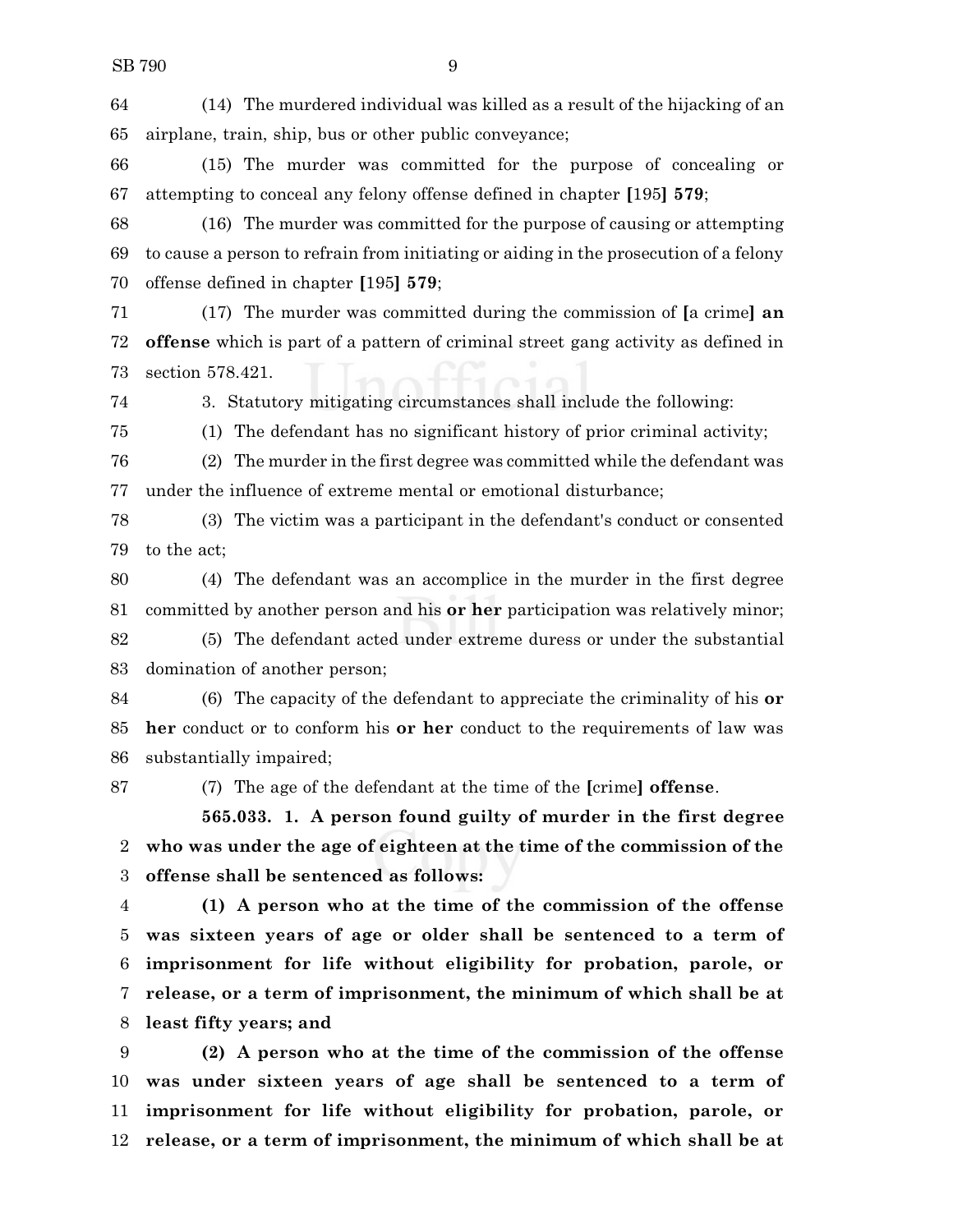(14) The murdered individual was killed as a result of the hijacking of an airplane, train, ship, bus or other public conveyance;

(15) The murder was committed for the purpose of concealing or attempting to conceal any felony offense defined in chapter [195] **579**;

(16) The murder was committed for the purpose of causing or attempting to cause a person to refrain from initiating or aiding in the prosecution of a felony offense defined in chapter [195] **579**;

(17) The murder was committed during the commission of [a crime] **an offense** which is part of a pattern of criminal street gang activity as defined in section 578.421.

3. Statutory mitigating circumstances shall include the following:

(1) The defendant has no significant history of prior criminal activity;

(2) The murder in the first degree was committed while the defendant was under the influence of extreme mental or emotional disturbance;

(3) The victim was a participant in the defendant's conduct or consented to the act;

(4) The defendant was an accomplice in the murder in the first degree committed by another person and his **or her** participation was relatively minor;

(5) The defendant acted under extreme duress or under the substantial domination of another person;

(6) The capacity of the defendant to appreciate the criminality of his **or her** conduct or to conform his **or her** conduct to the requirements of law was substantially impaired;

(7) The age of the defendant at the time of the [crime] **offense**.

**565.033. 1. A person found guilty of murder in the first degree who was under the age of eighteen at the time of the commission of the offense shall be sentenced as follows:**

**(1) A person who at the time of the commission of the offense was sixteen years of age or older shall be sentenced to a term of imprisonment for life without eligibility for probation, parole, or release, or a term of imprisonment, the minimum of which shall be at least fifty years; and**

**(2) A person who at the time of the commission of the offense was under sixteen years of age shall be sentenced to a term of imprisonment for life without eligibility for probation, parole, or release, or a term of imprisonment, the minimum of which shall be at**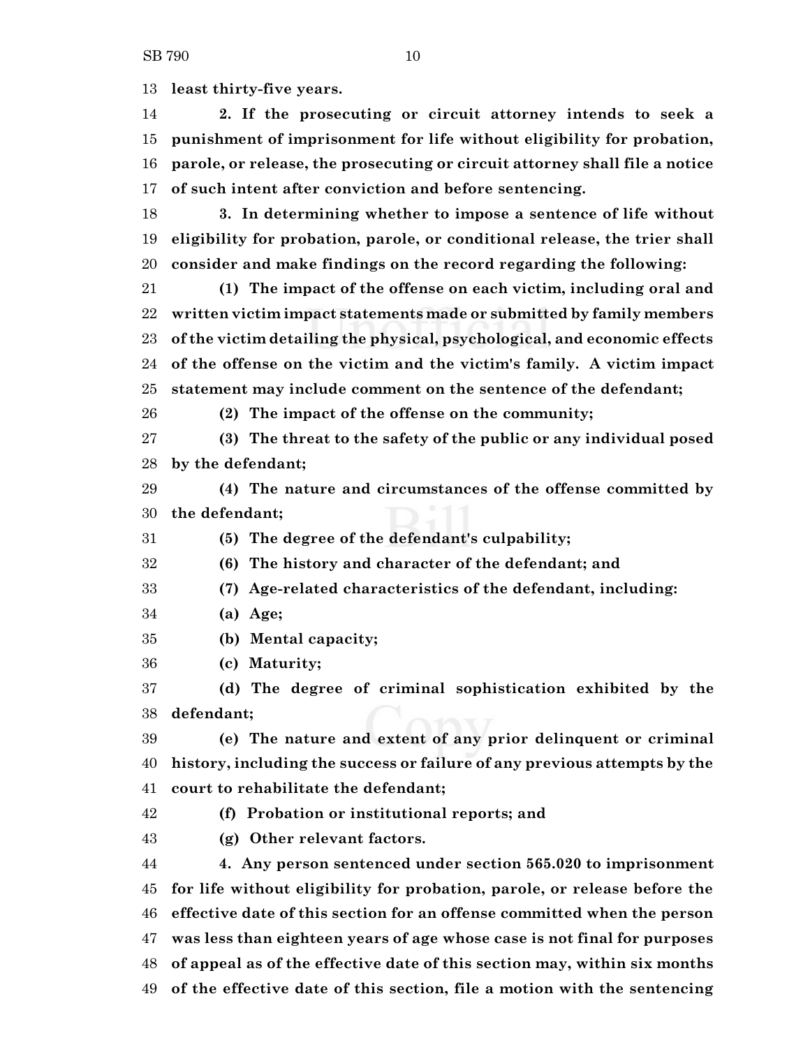**least thirty-five years.**

**2. If the prosecuting or circuit attorney intends to seek a punishment of imprisonment for life without eligibility for probation, parole, or release, the prosecuting or circuit attorney shall file a notice of such intent after conviction and before sentencing.**

**3. In determining whether to impose a sentence of life without eligibility for probation, parole, or conditional release, the trier shall consider and make findings on the record regarding the following:**

**(1) The impact of the offense on each victim, including oral and written victim impact statements made or submitted by family members of the victim detailing the physical, psychological, and economic effects of the offense on the victim and the victim's family. A victim impact statement may include comment on the sentence of the defendant;**

**(2) The impact of the offense on the community;**

**(3) The threat to the safety of the public or any individual posed by the defendant;**

**(4) The nature and circumstances of the offense committed by the defendant;**

**(5) The degree of the defendant's culpability;**

**(6) The history and character of the defendant; and**

**(7) Age-related characteristics of the defendant, including:**

**(a) Age;**

**(b) Mental capacity;**

**(c) Maturity;**

**(d) The degree of criminal sophistication exhibited by the defendant;**

**(e) The nature and extent of any prior delinquent or criminal history, including the success or failure of any previous attempts by the court to rehabilitate the defendant;**

**(f) Probation or institutional reports; and**

**(g) Other relevant factors.**

**4. Any person sentenced under section 565.020 to imprisonment for life without eligibility for probation, parole, or release before the effective date of this section for an offense committed when the person was less than eighteen years of age whose case is not final for purposes of appeal as of the effective date of this section may, within six months of the effective date of this section, file a motion with the sentencing**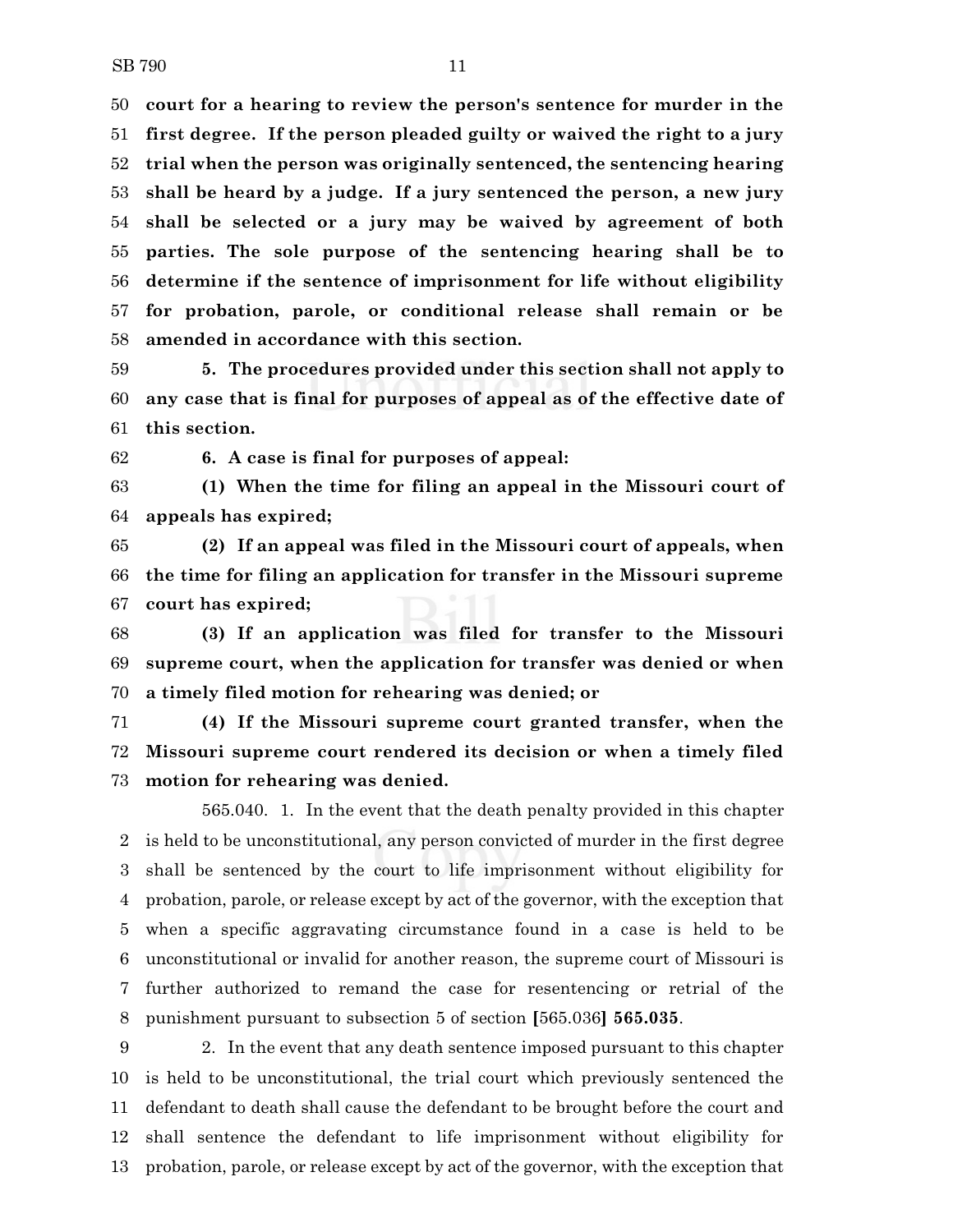**court for a hearing to review the person's sentence for murder in the first degree. If the person pleaded guilty or waived the right to a jury trial when the person was originally sentenced, the sentencing hearing shall be heard by a judge. If a jury sentenced the person, a new jury shall be selected or a jury may be waived by agreement of both parties. The sole purpose of the sentencing hearing shall be to determine if the sentence of imprisonment for life without eligibility for probation, parole, or conditional release shall remain or be amended in accordance with this section.**

**5. The procedures provided under this section shall not apply to any case that is final for purposes of appeal as of the effective date of this section.**

**6. A case is final for purposes of appeal:**

**(1) When the time for filing an appeal in the Missouri court of appeals has expired;**

**(2) If an appeal was filed in the Missouri court of appeals, when the time for filing an application for transfer in the Missouri supreme court has expired;**

**(3) If an application was filed for transfer to the Missouri supreme court, when the application for transfer was denied or when a timely filed motion for rehearing was denied; or**

**(4) If the Missouri supreme court granted transfer, when the Missouri supreme court rendered its decision or when a timely filed motion for rehearing was denied.**

565.040. 1. In the event that the death penalty provided in this chapter is held to be unconstitutional, any person convicted of murder in the first degree shall be sentenced by the court to life imprisonment without eligibility for probation, parole, or release except by act of the governor, with the exception that when a specific aggravating circumstance found in a case is held to be unconstitutional or invalid for another reason, the supreme court of Missouri is further authorized to remand the case for resentencing or retrial of the punishment pursuant to subsection 5 of section [565.036] **565.035**.

2. In the event that any death sentence imposed pursuant to this chapter is held to be unconstitutional, the trial court which previously sentenced the defendant to death shall cause the defendant to be brought before the court and shall sentence the defendant to life imprisonment without eligibility for probation, parole, or release except by act of the governor, with the exception that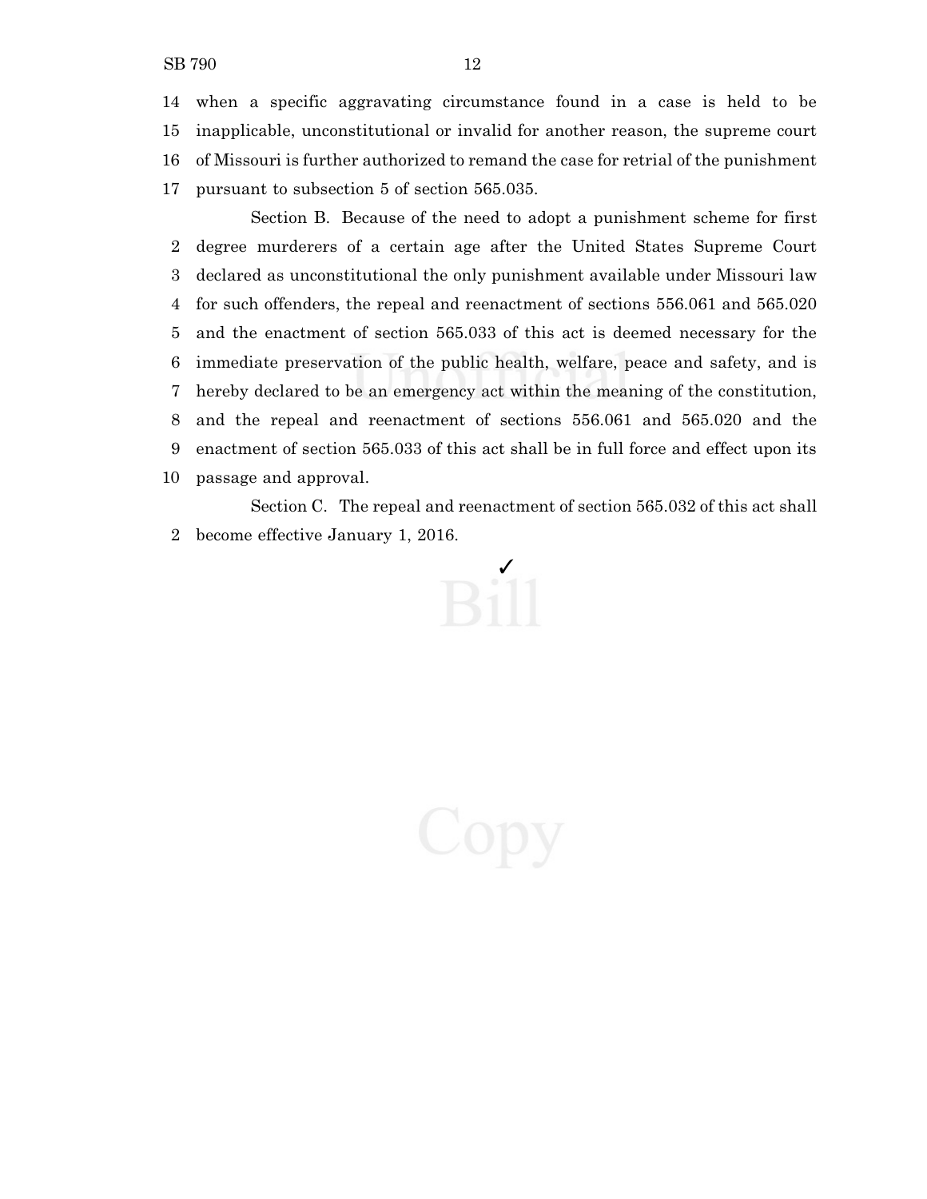when a specific aggravating circumstance found in a case is held to be inapplicable, unconstitutional or invalid for another reason, the supreme court of Missouri is further authorized to remand the case for retrial of the punishment pursuant to subsection 5 of section 565.035.

Section B. Because of the need to adopt a punishment scheme for first degree murderers of a certain age after the United States Supreme Court declared as unconstitutional the only punishment available under Missouri law for such offenders, the repeal and reenactment of sections 556.061 and 565.020 and the enactment of section 565.033 of this act is deemed necessary for the immediate preservation of the public health, welfare, peace and safety, and is hereby declared to be an emergency act within the meaning of the constitution, and the repeal and reenactment of sections 556.061 and 565.020 and the enactment of section 565.033 of this act shall be in full force and effect upon its passage and approval.

Section C. The repeal and reenactment of section 565.032 of this act shall become effective January 1, 2016.

✓